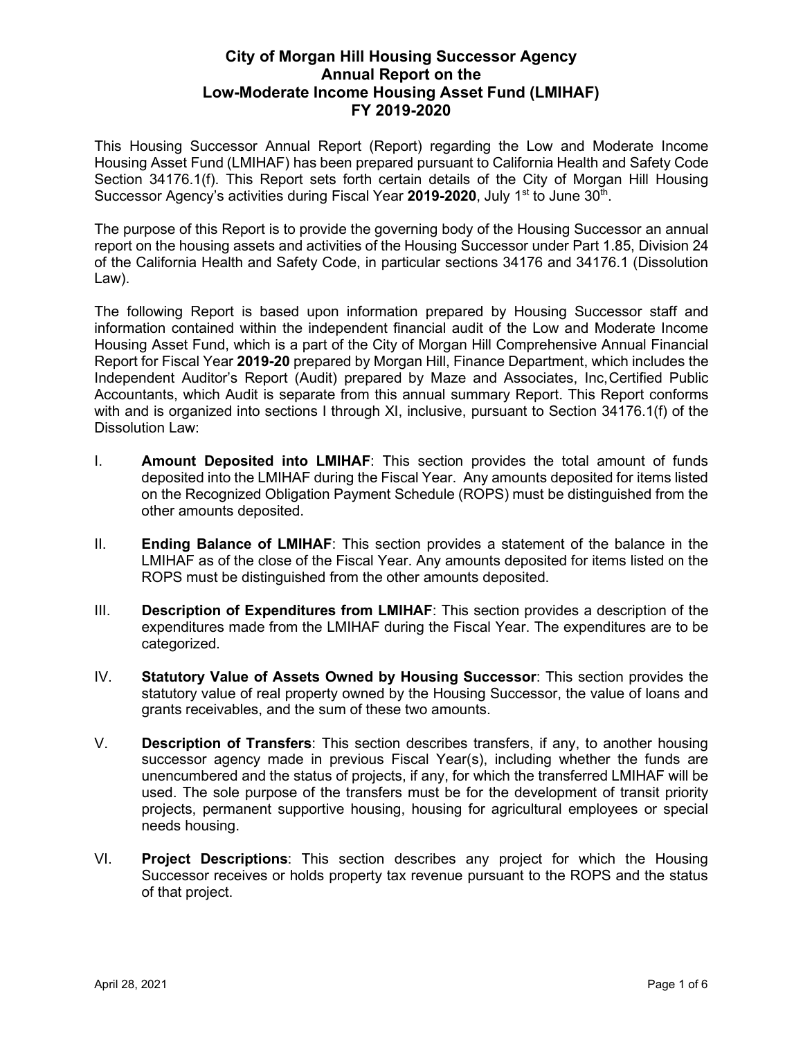# City of Morgan Hill Housing Successor Agency
# Annual Report on the
# Low-Moderate Income Housing Asset Fund (LMIHAF)
# FY 2019-2020

This Housing Successor Annual Report (Report) regarding the Low and Moderate Income Housing Asset Fund (LMIHAF) has been prepared pursuant to California Health and Safety Code Section 34176.1(f). This Report sets forth certain details of the City of Morgan Hill Housing Successor Agency's activities during Fiscal Year **2019-2020**, July 1st to June 30th.

The purpose of this Report is to provide the governing body of the Housing Successor an annual report on the housing assets and activities of the Housing Successor under Part 1.85, Division 24 of the California Health and Safety Code, in particular sections 34176 and 34176.1 (Dissolution Law).

The following Report is based upon information prepared by Housing Successor staff and information contained within the independent financial audit of the Low and Moderate Income Housing Asset Fund, which is a part of the City of Morgan Hill Comprehensive Annual Financial Report for Fiscal Year **2019-20** prepared by Morgan Hill, Finance Department, which includes the Independent Auditor's Report (Audit) prepared by Maze and Associates, Inc, Certified Public Accountants, which Audit is separate from this annual summary Report. This Report conforms with and is organized into sections I through XI, inclusive, pursuant to Section 34176.1(f) of the Dissolution Law:

I. **Amount Deposited into LMIHAF**: This section provides the total amount of funds deposited into the LMIHAF during the Fiscal Year. Any amounts deposited for items listed on the Recognized Obligation Payment Schedule (ROPS) must be distinguished from the other amounts deposited.

II. **Ending Balance of LMIHAF**: This section provides a statement of the balance in the LMIHAF as of the close of the Fiscal Year. Any amounts deposited for items listed on the ROPS must be distinguished from the other amounts deposited.

III. **Description of Expenditures from LMIHAF**: This section provides a description of the expenditures made from the LMIHAF during the Fiscal Year. The expenditures are to be categorized.

IV. **Statutory Value of Assets Owned by Housing Successor**: This section provides the statutory value of real property owned by the Housing Successor, the value of loans and grants receivables, and the sum of these two amounts.

V. **Description of Transfers**: This section describes transfers, if any, to another housing successor agency made in previous Fiscal Year(s), including whether the funds are unencumbered and the status of projects, if any, for which the transferred LMIHAF will be used. The sole purpose of the transfers must be for the development of transit priority projects, permanent supportive housing, housing for agricultural employees or special needs housing.

VI. **Project Descriptions**: This section describes any project for which the Housing Successor receives or holds property tax revenue pursuant to the ROPS and the status of that project.

April 28, 2021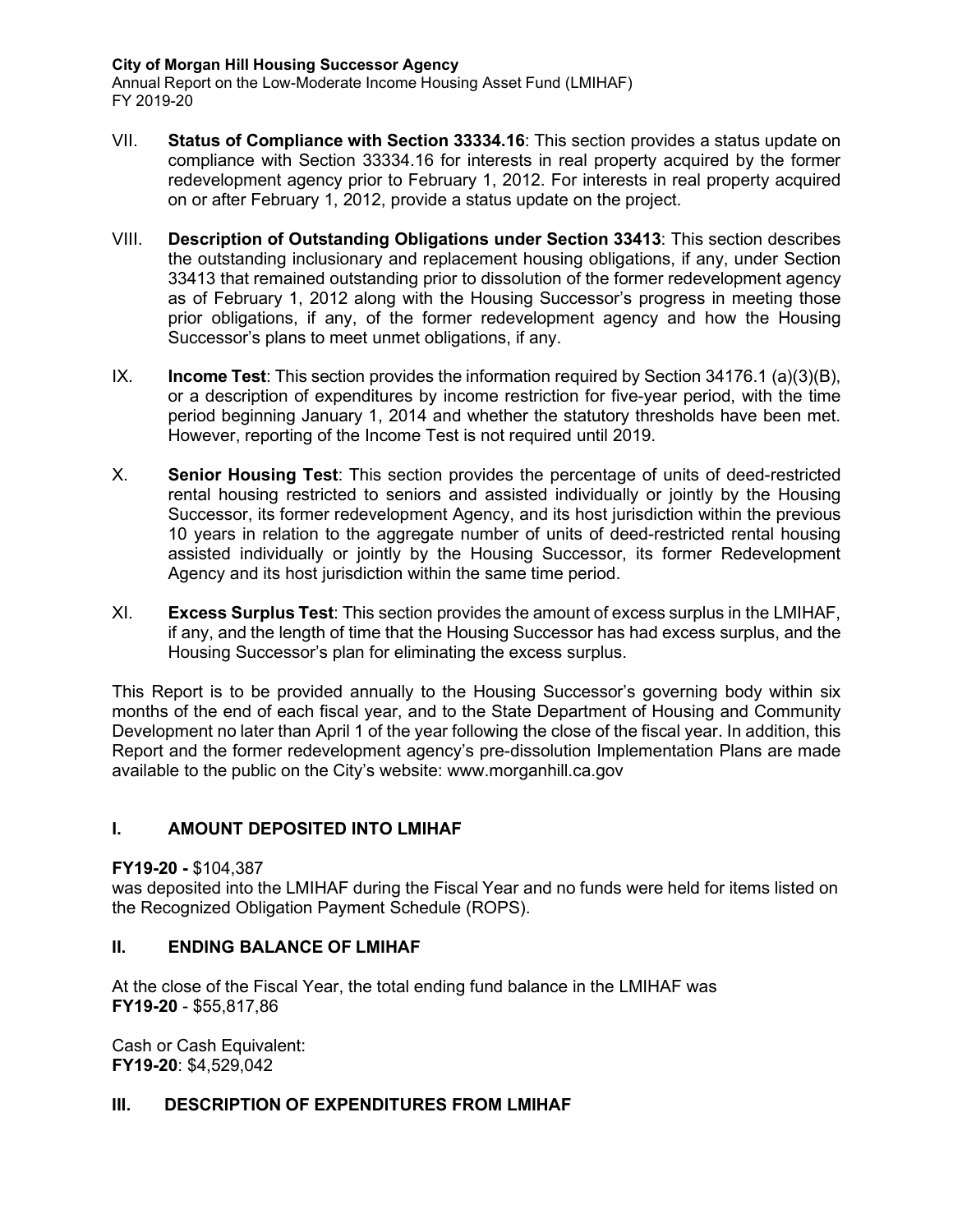VII. **Status of Compliance with Section 33334.16**: This section provides a status update on compliance with Section 33334.16 for interests in real property acquired by the former redevelopment agency prior to February 1, 2012. For interests in real property acquired on or after February 1, 2012, provide a status update on the project.

VIII. **Description of Outstanding Obligations under Section 33413**: This section describes the outstanding inclusionary and replacement housing obligations, if any, under Section 33413 that remained outstanding prior to dissolution of the former redevelopment agency as of February 1, 2012 along with the Housing Successor's progress in meeting those prior obligations, if any, of the former redevelopment agency and how the Housing Successor's plans to meet unmet obligations, if any.

IX. **Income Test**: This section provides the information required by Section 34176.1 (a)(3)(B), or a description of expenditures by income restriction for five-year period, with the time period beginning January 1, 2014 and whether the statutory thresholds have been met. However, reporting of the Income Test is not required until 2019.

X. **Senior Housing Test**: This section provides the percentage of units of deed-restricted rental housing restricted to seniors and assisted individually or jointly by the Housing Successor, its former redevelopment Agency, and its host jurisdiction within the previous 10 years in relation to the aggregate number of units of deed-restricted rental housing assisted individually or jointly by the Housing Successor, its former Redevelopment Agency and its host jurisdiction within the same time period.

XI. **Excess Surplus Test**: This section provides the amount of excess surplus in the LMIHAF, if any, and the length of time that the Housing Successor has had excess surplus, and the Housing Successor's plan for eliminating the excess surplus.

This Report is to be provided annually to the Housing Successor's governing body within six months of the end of each fiscal year, and to the State Department of Housing and Community Development no later than April 1 of the year following the close of the fiscal year. In addition, this Report and the former redevelopment agency's pre-dissolution Implementation Plans are made available to the public on the City's website: www.morganhill.ca.gov

## I. AMOUNT DEPOSITED INTO LMIHAF

**FY19-20 -** $104,387
was deposited into the LMIHAF during the Fiscal Year and no funds were held for items listed on the Recognized Obligation Payment Schedule (ROPS).

## II. ENDING BALANCE OF LMIHAF

At the close of the Fiscal Year, the total ending fund balance in the LMIHAF was
**FY19-20** - $55,817,86

Cash or Cash Equivalent:
**FY19-20**: $4,529,042

## III. DESCRIPTION OF EXPENDITURES FROM LMIHAF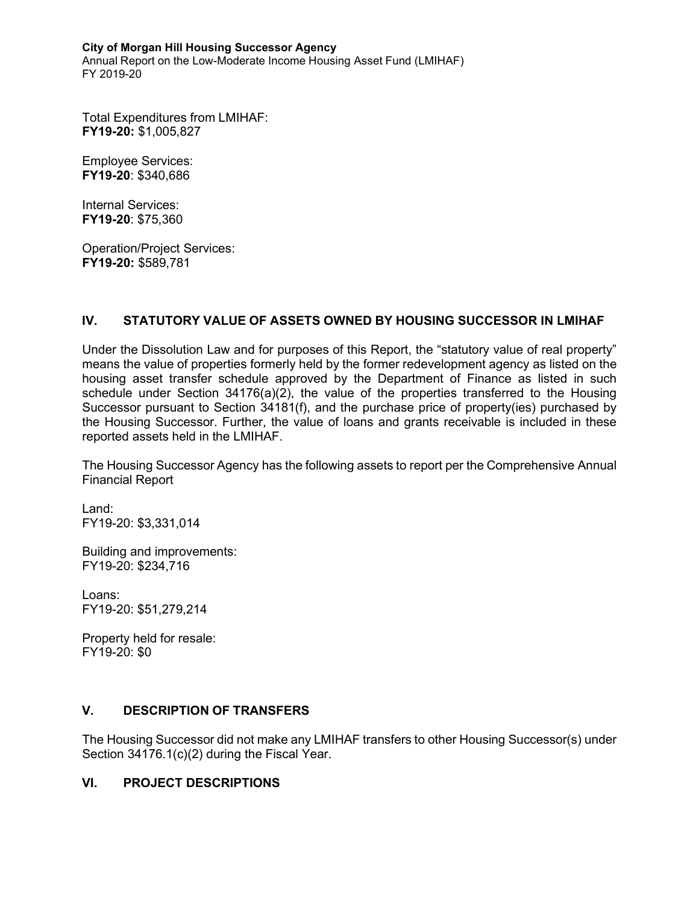Total Expenditures from LMIHAF:
**FY19-20:** $1,005,827

Employee Services:
**FY19-20**: $340,686

Internal Services:
**FY19-20**: $75,360

Operation/Project Services:
**FY19-20:** $589,781

## IV. STATUTORY VALUE OF ASSETS OWNED BY HOUSING SUCCESSOR IN LMIHAF

Under the Dissolution Law and for purposes of this Report, the "statutory value of real property" means the value of properties formerly held by the former redevelopment agency as listed on the housing asset transfer schedule approved by the Department of Finance as listed in such schedule under Section 34176(a)(2), the value of the properties transferred to the Housing Successor pursuant to Section 34181(f), and the purchase price of property(ies) purchased by the Housing Successor. Further, the value of loans and grants receivable is included in these reported assets held in the LMIHAF.

The Housing Successor Agency has the following assets to report per the Comprehensive Annual Financial Report

Land:
FY19-20: $3,331,014

Building and improvements:
FY19-20: $234,716

Loans:
FY19-20: $51,279,214

Property held for resale:
FY19-20: $0

## V. DESCRIPTION OF TRANSFERS

The Housing Successor did not make any LMIHAF transfers to other Housing Successor(s) under Section 34176.1(c)(2) during the Fiscal Year.

## VI. PROJECT DESCRIPTIONS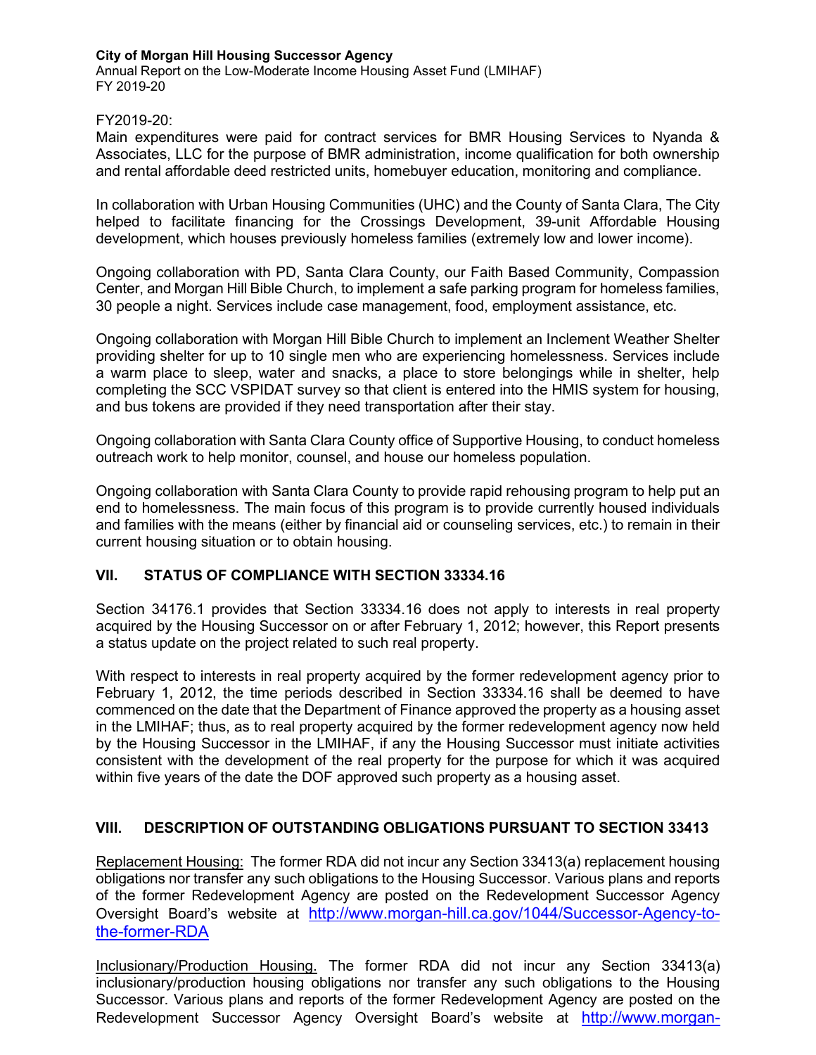FY2019-20:
Main expenditures were paid for contract services for BMR Housing Services to Nyanda & Associates, LLC for the purpose of BMR administration, income qualification for both ownership and rental affordable deed restricted units, homebuyer education, monitoring and compliance.

In collaboration with Urban Housing Communities (UHC) and the County of Santa Clara, The City helped to facilitate financing for the Crossings Development, 39-unit Affordable Housing development, which houses previously homeless families (extremely low and lower income).

Ongoing collaboration with PD, Santa Clara County, our Faith Based Community, Compassion Center, and Morgan Hill Bible Church, to implement a safe parking program for homeless families, 30 people a night. Services include case management, food, employment assistance, etc.

Ongoing collaboration with Morgan Hill Bible Church to implement an Inclement Weather Shelter providing shelter for up to 10 single men who are experiencing homelessness. Services include a warm place to sleep, water and snacks, a place to store belongings while in shelter, help completing the SCC VSPIDAT survey so that client is entered into the HMIS system for housing, and bus tokens are provided if they need transportation after their stay.

Ongoing collaboration with Santa Clara County office of Supportive Housing, to conduct homeless outreach work to help monitor, counsel, and house our homeless population.

Ongoing collaboration with Santa Clara County to provide rapid rehousing program to help put an end to homelessness. The main focus of this program is to provide currently housed individuals and families with the means (either by financial aid or counseling services, etc.) to remain in their current housing situation or to obtain housing.

## VII. STATUS OF COMPLIANCE WITH SECTION 33334.16

Section 34176.1 provides that Section 33334.16 does not apply to interests in real property acquired by the Housing Successor on or after February 1, 2012; however, this Report presents a status update on the project related to such real property.

With respect to interests in real property acquired by the former redevelopment agency prior to February 1, 2012, the time periods described in Section 33334.16 shall be deemed to have commenced on the date that the Department of Finance approved the property as a housing asset in the LMIHAF; thus, as to real property acquired by the former redevelopment agency now held by the Housing Successor in the LMIHAF, if any the Housing Successor must initiate activities consistent with the development of the real property for the purpose for which it was acquired within five years of the date the DOF approved such property as a housing asset.

## VIII. DESCRIPTION OF OUTSTANDING OBLIGATIONS PURSUANT TO SECTION 33413

Replacement Housing: The former RDA did not incur any Section 33413(a) replacement housing obligations nor transfer any such obligations to the Housing Successor. Various plans and reports of the former Redevelopment Agency are posted on the Redevelopment Successor Agency Oversight Board's website at http://www.morgan-hill.ca.gov/1044/Successor-Agency-to-the-former-RDA

Inclusionary/Production Housing. The former RDA did not incur any Section 33413(a) inclusionary/production housing obligations nor transfer any such obligations to the Housing Successor. Various plans and reports of the former Redevelopment Agency are posted on the Redevelopment Successor Agency Oversight Board's website at http://www.morgan-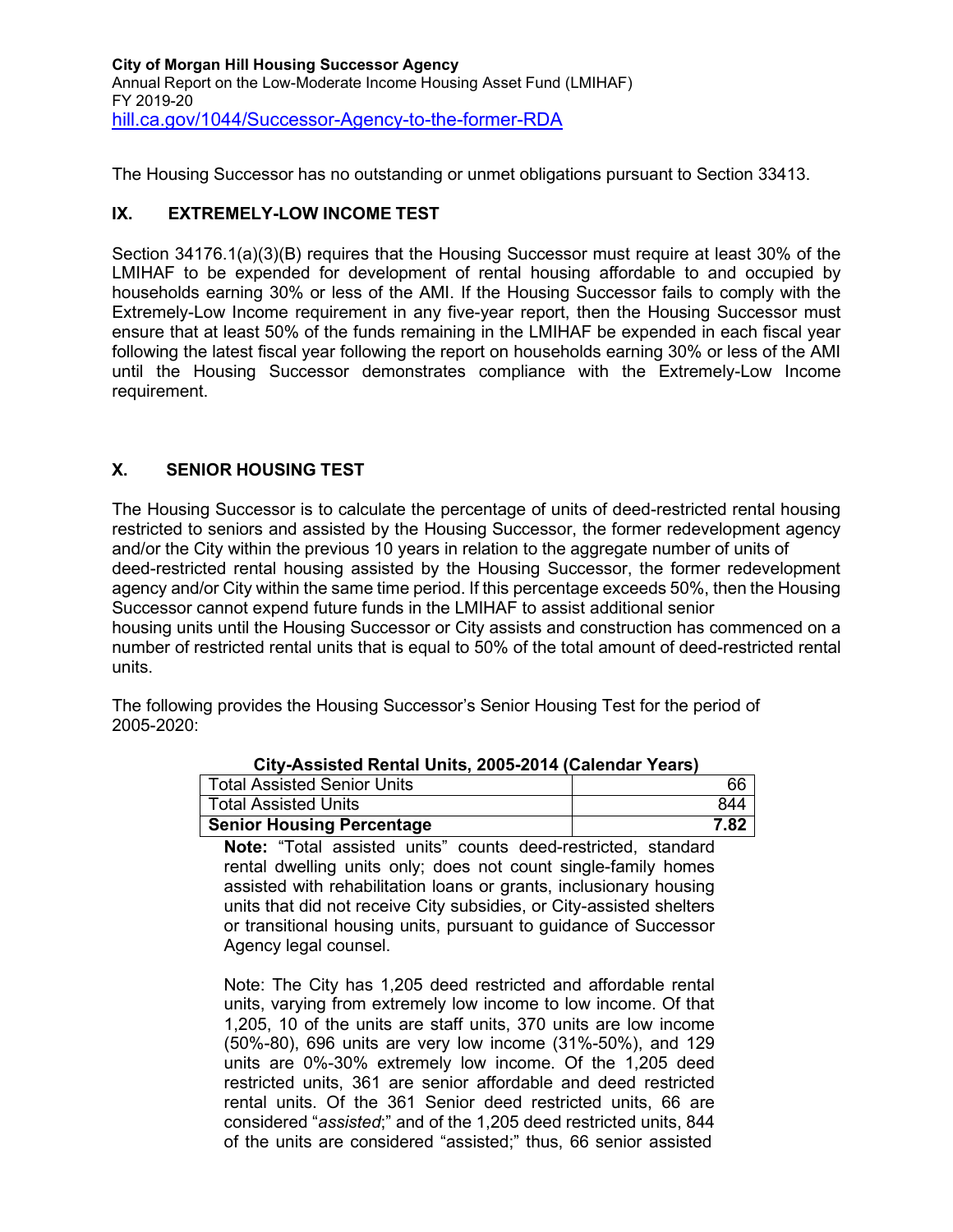The Housing Successor has no outstanding or unmet obligations pursuant to Section 33413.

## IX. EXTREMELY-LOW INCOME TEST

Section 34176.1(a)(3)(B) requires that the Housing Successor must require at least 30% of the LMIHAF to be expended for development of rental housing affordable to and occupied by households earning 30% or less of the AMI. If the Housing Successor fails to comply with the Extremely-Low Income requirement in any five-year report, then the Housing Successor must ensure that at least 50% of the funds remaining in the LMIHAF be expended in each fiscal year following the latest fiscal year following the report on households earning 30% or less of the AMI until the Housing Successor demonstrates compliance with the Extremely-Low Income requirement.

## X. SENIOR HOUSING TEST

The Housing Successor is to calculate the percentage of units of deed-restricted rental housing restricted to seniors and assisted by the Housing Successor, the former redevelopment agency and/or the City within the previous 10 years in relation to the aggregate number of units of deed-restricted rental housing assisted by the Housing Successor, the former redevelopment agency and/or City within the same time period. If this percentage exceeds 50%, then the Housing Successor cannot expend future funds in the LMIHAF to assist additional senior housing units until the Housing Successor or City assists and construction has commenced on a number of restricted rental units that is equal to 50% of the total amount of deed-restricted rental units.

The following provides the Housing Successor's Senior Housing Test for the period of 2005-2020:

**City-Assisted Rental Units, 2005-2014 (Calendar Years)**

| | |
|---|---:|
| Total Assisted Senior Units | 66 |
| Total Assisted Units | 844 |
| **Senior Housing Percentage** | **7.82** |

**Note:** "Total assisted units" counts deed-restricted, standard rental dwelling units only; does not count single-family homes assisted with rehabilitation loans or grants, inclusionary housing units that did not receive City subsidies, or City-assisted shelters or transitional housing units, pursuant to guidance of Successor Agency legal counsel.

Note: The City has 1,205 deed restricted and affordable rental units, varying from extremely low income to low income. Of that 1,205, 10 of the units are staff units, 370 units are low income (50%-80), 696 units are very low income (31%-50%), and 129 units are 0%-30% extremely low income. Of the 1,205 deed restricted units, 361 are senior affordable and deed restricted rental units. Of the 361 Senior deed restricted units, 66 are considered "*assisted*;" and of the 1,205 deed restricted units, 844 of the units are considered "assisted;" thus, 66 senior assisted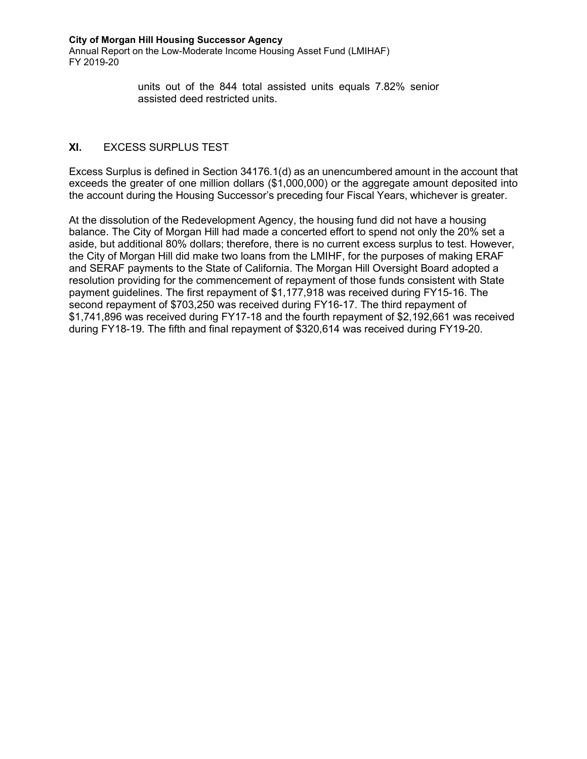units out of the 844 total assisted units equals 7.82% senior assisted deed restricted units.

## XI. EXCESS SURPLUS TEST

Excess Surplus is defined in Section 34176.1(d) as an unencumbered amount in the account that exceeds the greater of one million dollars ($1,000,000) or the aggregate amount deposited into the account during the Housing Successor's preceding four Fiscal Years, whichever is greater.

At the dissolution of the Redevelopment Agency, the housing fund did not have a housing balance. The City of Morgan Hill had made a concerted effort to spend not only the 20% set a aside, but additional 80% dollars; therefore, there is no current excess surplus to test. However, the City of Morgan Hill did make two loans from the LMIHF, for the purposes of making ERAF and SERAF payments to the State of California. The Morgan Hill Oversight Board adopted a resolution providing for the commencement of repayment of those funds consistent with State payment guidelines. The first repayment of $1,177,918 was received during FY15-16. The second repayment of $703,250 was received during FY16-17. The third repayment of $1,741,896 was received during FY17-18 and the fourth repayment of $2,192,661 was received during FY18-19. The fifth and final repayment of $320,614 was received during FY19-20.